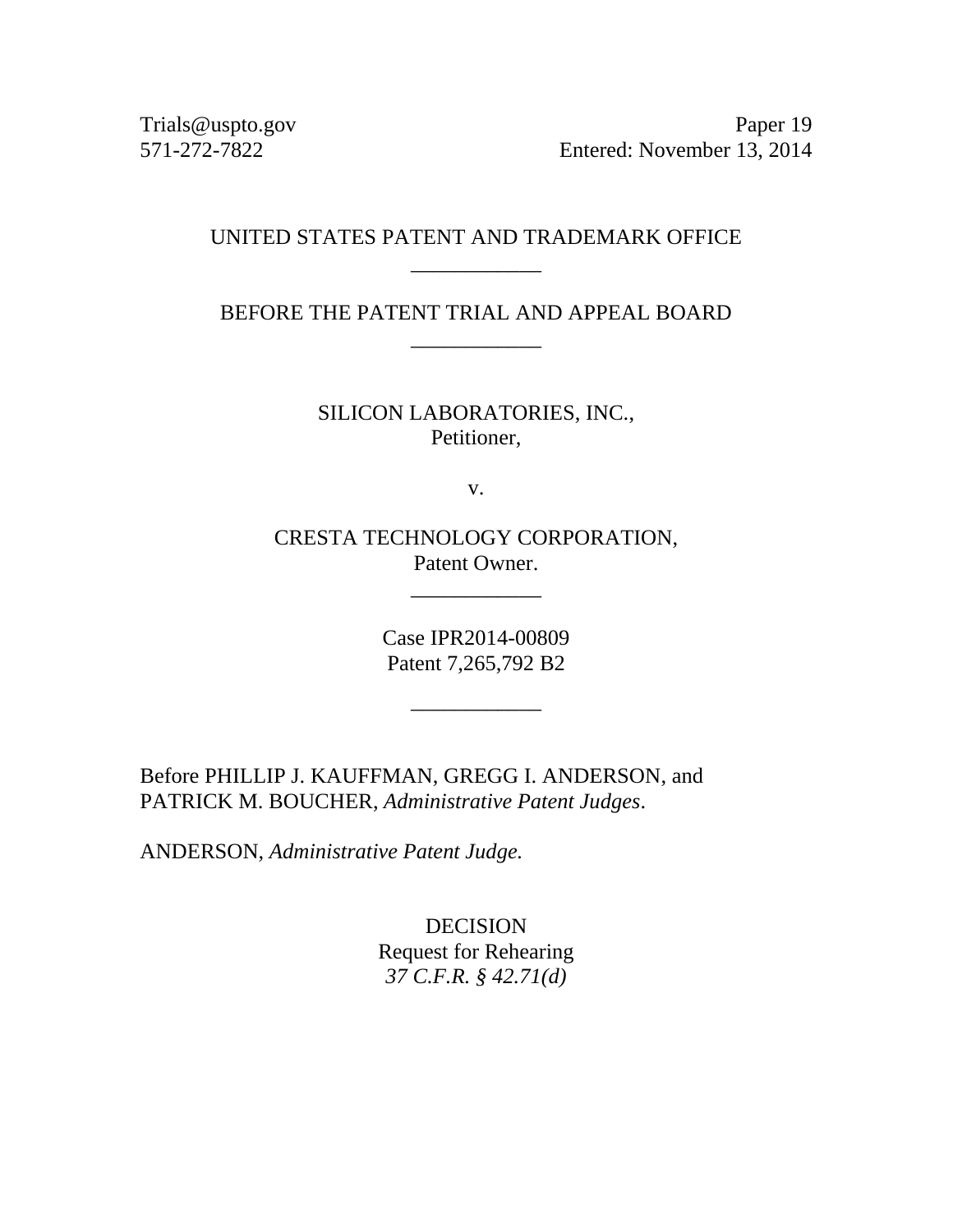Trials@uspto.gov
571-272-7822

Paper 19
Entered: November 13, 2014

UNITED STATES PATENT AND TRADEMARK OFFICE

\_\_\_\_\_\_\_\_\_\_\_\_

BEFORE THE PATENT TRIAL AND APPEAL BOARD

\_\_\_\_\_\_\_\_\_\_\_\_

SILICON LABORATORIES, INC.,
Petitioner,

v.

CRESTA TECHNOLOGY CORPORATION,
Patent Owner.

\_\_\_\_\_\_\_\_\_\_\_\_

Case IPR2014-00809
Patent 7,265,792 B2

\_\_\_\_\_\_\_\_\_\_\_\_

Before PHILLIP J. KAUFFMAN, GREGG I. ANDERSON, and PATRICK M. BOUCHER, *Administrative Patent Judges*.

ANDERSON, *Administrative Patent Judge.*

DECISION
Request for Rehearing
*37 C.F.R. § 42.71(d)*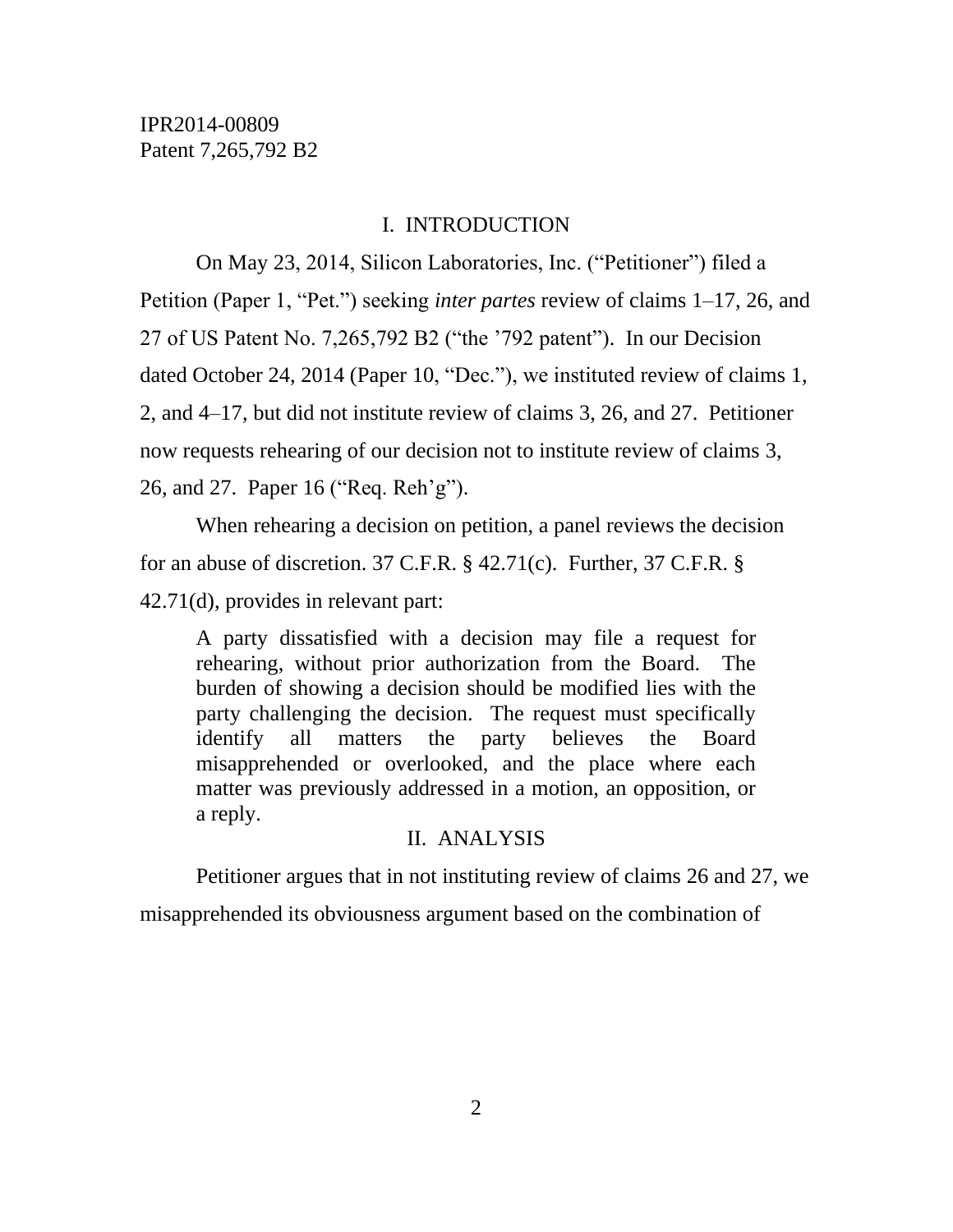## I. INTRODUCTION

On May 23, 2014, Silicon Laboratories, Inc. ("Petitioner") filed a Petition (Paper 1, "Pet.") seeking *inter partes* review of claims 1–17, 26, and 27 of US Patent No. 7,265,792 B2 ("the '792 patent"). In our Decision dated October 24, 2014 (Paper 10, "Dec."), we instituted review of claims 1, 2, and 4–17, but did not institute review of claims 3, 26, and 27. Petitioner now requests rehearing of our decision not to institute review of claims 3, 26, and 27. Paper 16 ("Req. Reh'g").

When rehearing a decision on petition, a panel reviews the decision for an abuse of discretion. 37 C.F.R. § 42.71(c). Further, 37 C.F.R. § 42.71(d), provides in relevant part:

> A party dissatisfied with a decision may file a request for rehearing, without prior authorization from the Board. The burden of showing a decision should be modified lies with the party challenging the decision. The request must specifically identify all matters the party believes the Board misapprehended or overlooked, and the place where each matter was previously addressed in a motion, an opposition, or a reply.

## II. ANALYSIS

Petitioner argues that in not instituting review of claims 26 and 27, we misapprehended its obviousness argument based on the combination of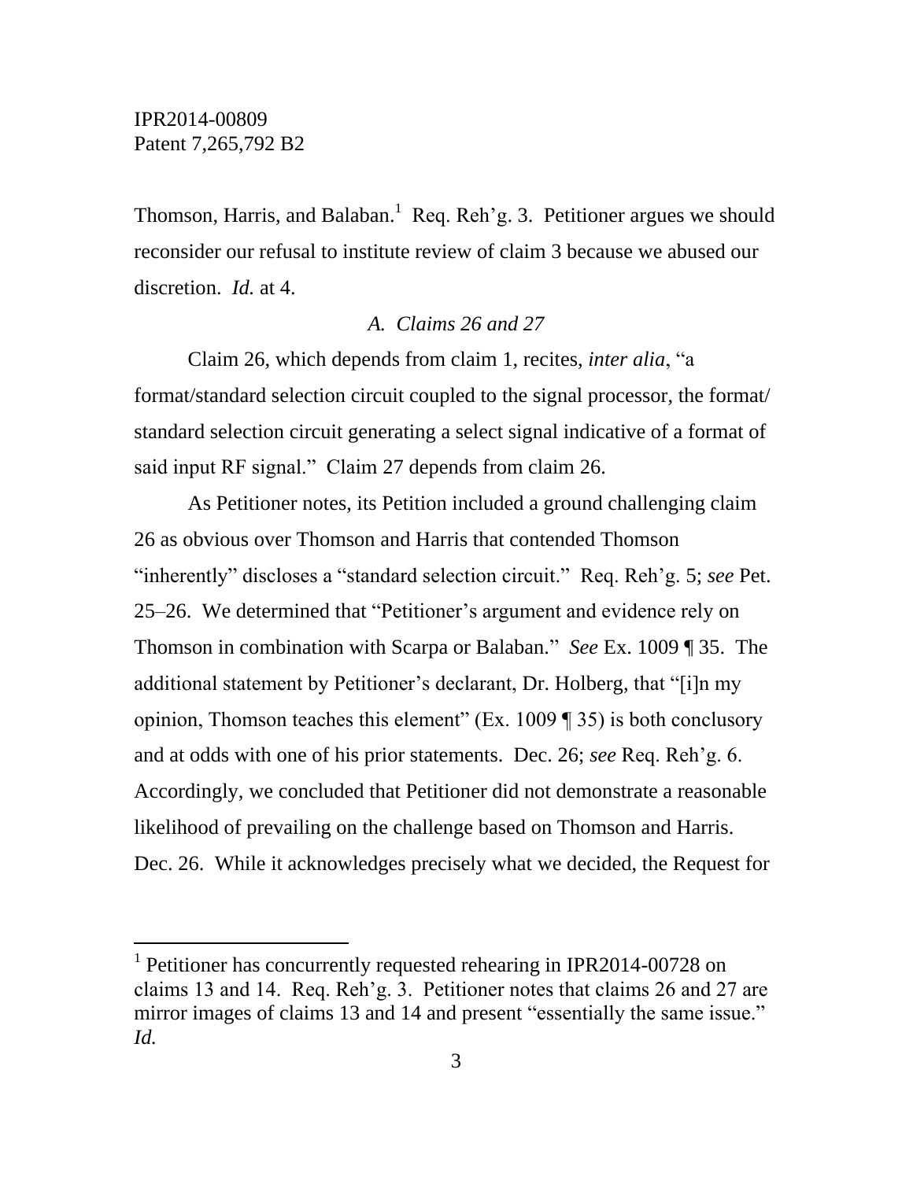Thomson, Harris, and Balaban.[1] Req. Reh'g. 3. Petitioner argues we should reconsider our refusal to institute review of claim 3 because we abused our discretion. *Id.* at 4.

### *A. Claims 26 and 27*

Claim 26, which depends from claim 1, recites, *inter alia*, "a format/standard selection circuit coupled to the signal processor, the format/ standard selection circuit generating a select signal indicative of a format of said input RF signal." Claim 27 depends from claim 26.

As Petitioner notes, its Petition included a ground challenging claim 26 as obvious over Thomson and Harris that contended Thomson "inherently" discloses a "standard selection circuit." Req. Reh'g. 5; *see* Pet. 25–26. We determined that "Petitioner's argument and evidence rely on Thomson in combination with Scarpa or Balaban." *See* Ex. 1009 ¶ 35. The additional statement by Petitioner's declarant, Dr. Holberg, that "[i]n my opinion, Thomson teaches this element" (Ex. 1009 ¶ 35) is both conclusory and at odds with one of his prior statements. Dec. 26; *see* Req. Reh'g. 6. Accordingly, we concluded that Petitioner did not demonstrate a reasonable likelihood of prevailing on the challenge based on Thomson and Harris. Dec. 26. While it acknowledges precisely what we decided, the Request for

---

[1] Petitioner has concurrently requested rehearing in IPR2014-00728 on claims 13 and 14. Req. Reh'g. 3. Petitioner notes that claims 26 and 27 are mirror images of claims 13 and 14 and present "essentially the same issue." *Id.*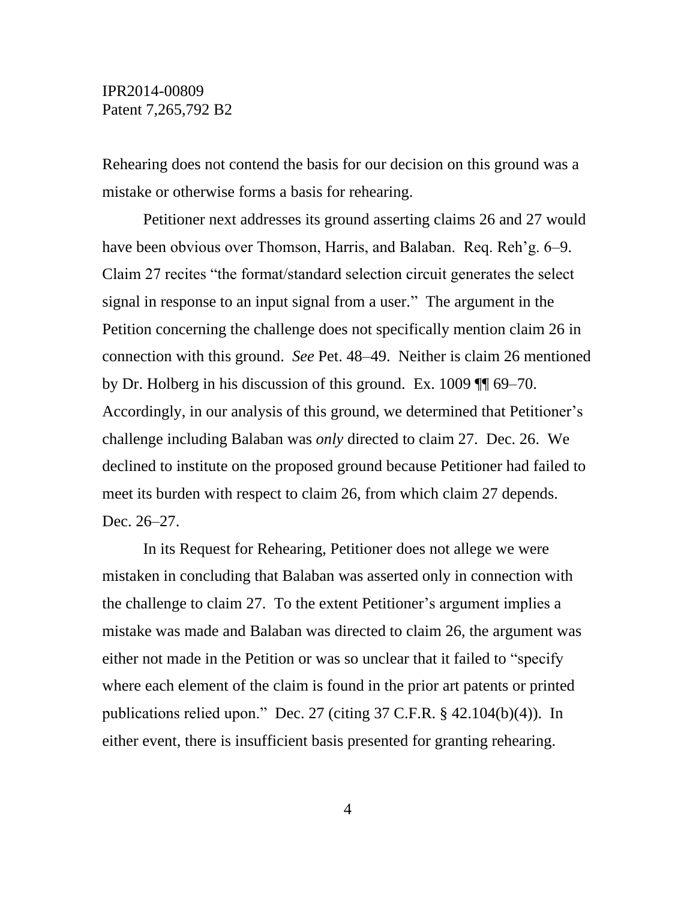Rehearing does not contend the basis for our decision on this ground was a mistake or otherwise forms a basis for rehearing.

Petitioner next addresses its ground asserting claims 26 and 27 would have been obvious over Thomson, Harris, and Balaban. Req. Reh'g. 6–9. Claim 27 recites "the format/standard selection circuit generates the select signal in response to an input signal from a user." The argument in the Petition concerning the challenge does not specifically mention claim 26 in connection with this ground. *See* Pet. 48–49. Neither is claim 26 mentioned by Dr. Holberg in his discussion of this ground. Ex. 1009 ¶¶ 69–70. Accordingly, in our analysis of this ground, we determined that Petitioner's challenge including Balaban was *only* directed to claim 27. Dec. 26. We declined to institute on the proposed ground because Petitioner had failed to meet its burden with respect to claim 26, from which claim 27 depends. Dec. 26–27.

In its Request for Rehearing, Petitioner does not allege we were mistaken in concluding that Balaban was asserted only in connection with the challenge to claim 27. To the extent Petitioner's argument implies a mistake was made and Balaban was directed to claim 26, the argument was either not made in the Petition or was so unclear that it failed to "specify where each element of the claim is found in the prior art patents or printed publications relied upon." Dec. 27 (citing 37 C.F.R. § 42.104(b)(4)). In either event, there is insufficient basis presented for granting rehearing.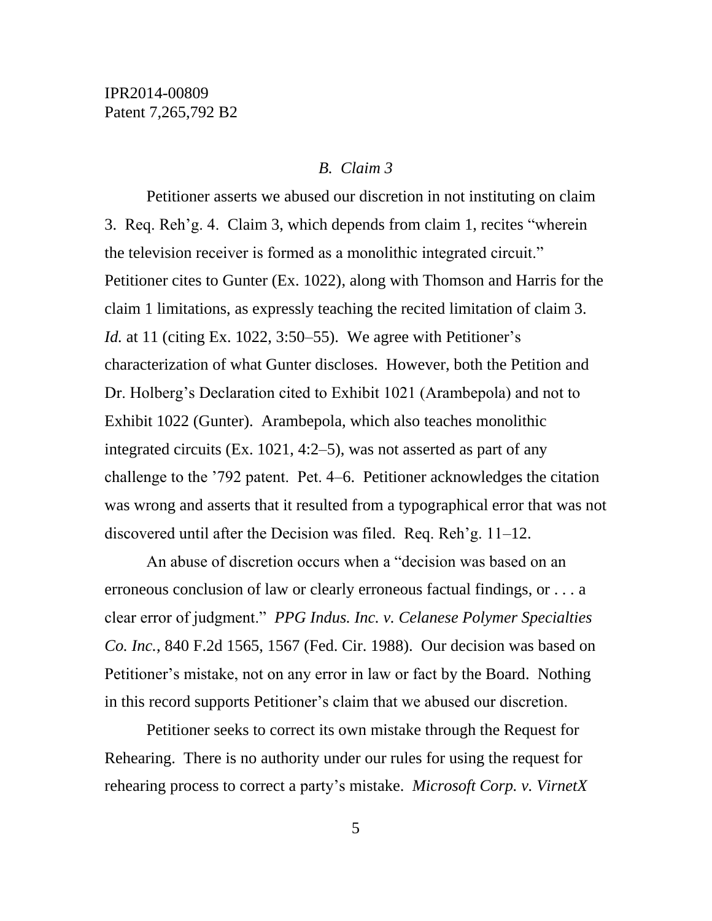### *B. Claim 3*

Petitioner asserts we abused our discretion in not instituting on claim 3. Req. Reh'g. 4. Claim 3, which depends from claim 1, recites "wherein the television receiver is formed as a monolithic integrated circuit." Petitioner cites to Gunter (Ex. 1022), along with Thomson and Harris for the claim 1 limitations, as expressly teaching the recited limitation of claim 3. *Id.* at 11 (citing Ex. 1022, 3:50–55). We agree with Petitioner's characterization of what Gunter discloses. However, both the Petition and Dr. Holberg's Declaration cited to Exhibit 1021 (Arambepola) and not to Exhibit 1022 (Gunter). Arambepola, which also teaches monolithic integrated circuits (Ex. 1021, 4:2–5), was not asserted as part of any challenge to the '792 patent. Pet. 4–6. Petitioner acknowledges the citation was wrong and asserts that it resulted from a typographical error that was not discovered until after the Decision was filed. Req. Reh'g. 11–12.

An abuse of discretion occurs when a "decision was based on an erroneous conclusion of law or clearly erroneous factual findings, or . . . a clear error of judgment." *PPG Indus. Inc. v. Celanese Polymer Specialties Co. Inc.*, 840 F.2d 1565, 1567 (Fed. Cir. 1988). Our decision was based on Petitioner's mistake, not on any error in law or fact by the Board. Nothing in this record supports Petitioner's claim that we abused our discretion.

Petitioner seeks to correct its own mistake through the Request for Rehearing. There is no authority under our rules for using the request for rehearing process to correct a party's mistake. *Microsoft Corp. v. VirnetX*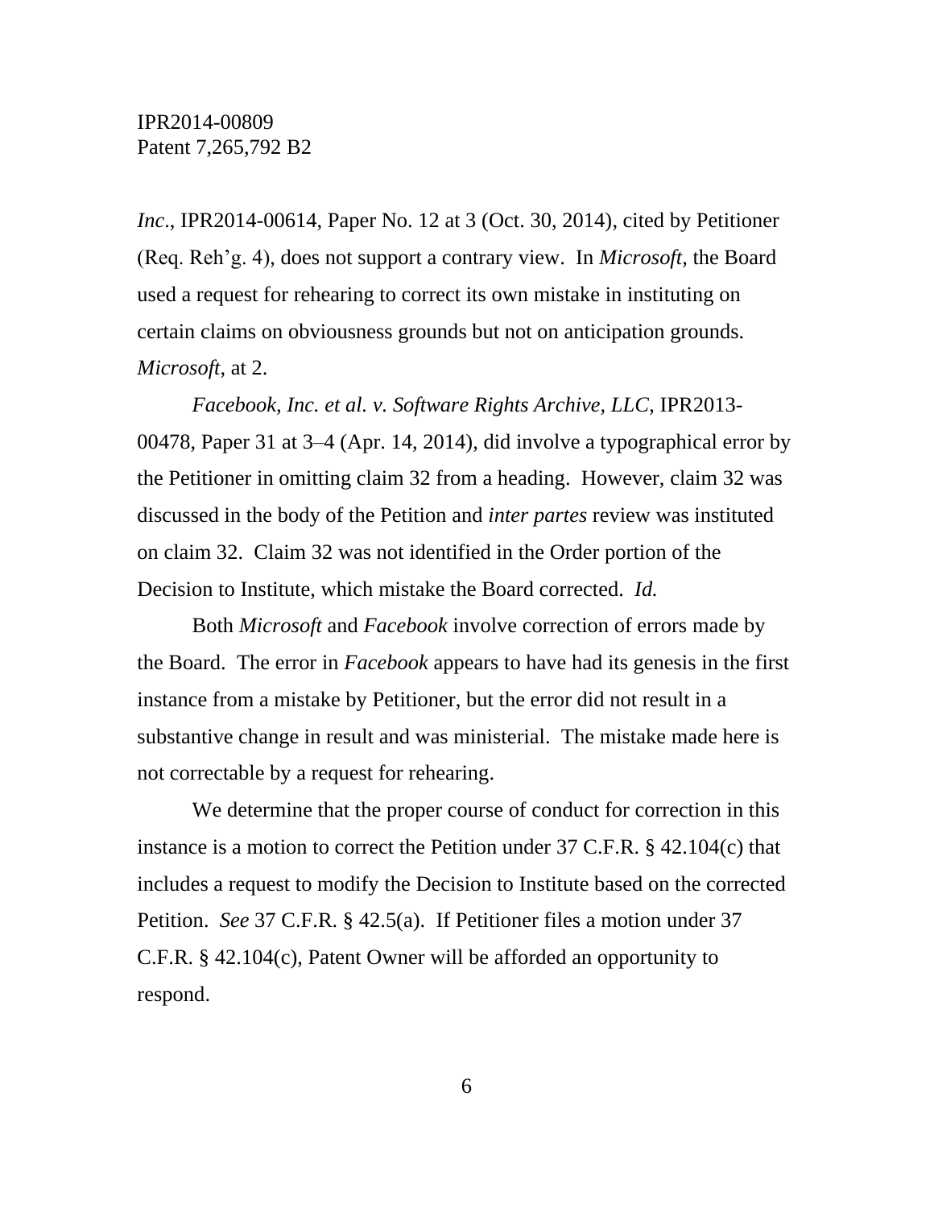*Inc*., IPR2014-00614, Paper No. 12 at 3 (Oct. 30, 2014), cited by Petitioner (Req. Reh'g. 4), does not support a contrary view. In *Microsoft*, the Board used a request for rehearing to correct its own mistake in instituting on certain claims on obviousness grounds but not on anticipation grounds. *Microsoft*, at 2.

*Facebook, Inc. et al. v. Software Rights Archive, LLC,* IPR2013-00478, Paper 31 at 3–4 (Apr. 14, 2014), did involve a typographical error by the Petitioner in omitting claim 32 from a heading. However, claim 32 was discussed in the body of the Petition and *inter partes* review was instituted on claim 32. Claim 32 was not identified in the Order portion of the Decision to Institute, which mistake the Board corrected. *Id.*

Both *Microsoft* and *Facebook* involve correction of errors made by the Board. The error in *Facebook* appears to have had its genesis in the first instance from a mistake by Petitioner, but the error did not result in a substantive change in result and was ministerial. The mistake made here is not correctable by a request for rehearing.

We determine that the proper course of conduct for correction in this instance is a motion to correct the Petition under 37 C.F.R. § 42.104(c) that includes a request to modify the Decision to Institute based on the corrected Petition. *See* 37 C.F.R. § 42.5(a). If Petitioner files a motion under 37 C.F.R. § 42.104(c), Patent Owner will be afforded an opportunity to respond.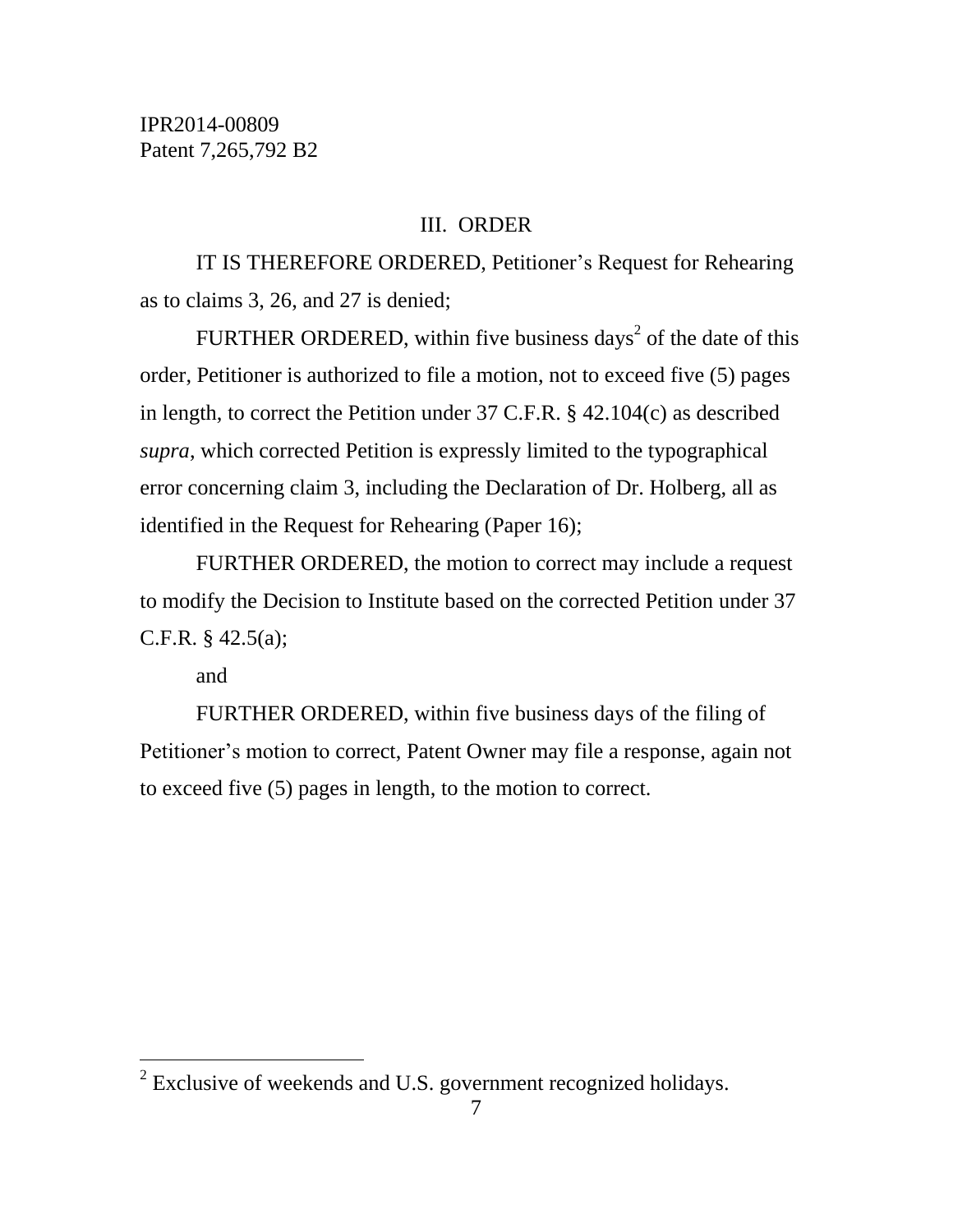## III. ORDER

IT IS THEREFORE ORDERED, Petitioner's Request for Rehearing as to claims 3, 26, and 27 is denied;

FURTHER ORDERED, within five business days[2] of the date of this order, Petitioner is authorized to file a motion, not to exceed five (5) pages in length, to correct the Petition under 37 C.F.R. § 42.104(c) as described *supra*, which corrected Petition is expressly limited to the typographical error concerning claim 3, including the Declaration of Dr. Holberg, all as identified in the Request for Rehearing (Paper 16);

FURTHER ORDERED, the motion to correct may include a request to modify the Decision to Institute based on the corrected Petition under 37 C.F.R. § 42.5(a);

and

FURTHER ORDERED, within five business days of the filing of Petitioner's motion to correct, Patent Owner may file a response, again not to exceed five (5) pages in length, to the motion to correct.

[2] Exclusive of weekends and U.S. government recognized holidays.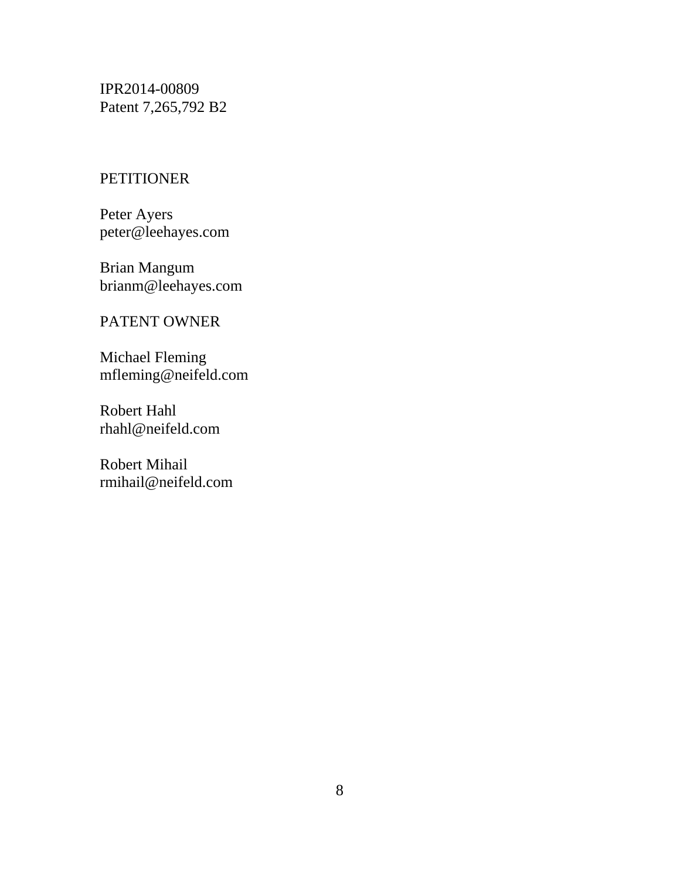IPR2014-00809
Patent 7,265,792 B2

PETITIONER

Peter Ayers
peter@leehayes.com

Brian Mangum
brianm@leehayes.com

PATENT OWNER

Michael Fleming
mfleming@neifeld.com

Robert Hahl
rhahl@neifeld.com

Robert Mihail
rmihail@neifeld.com